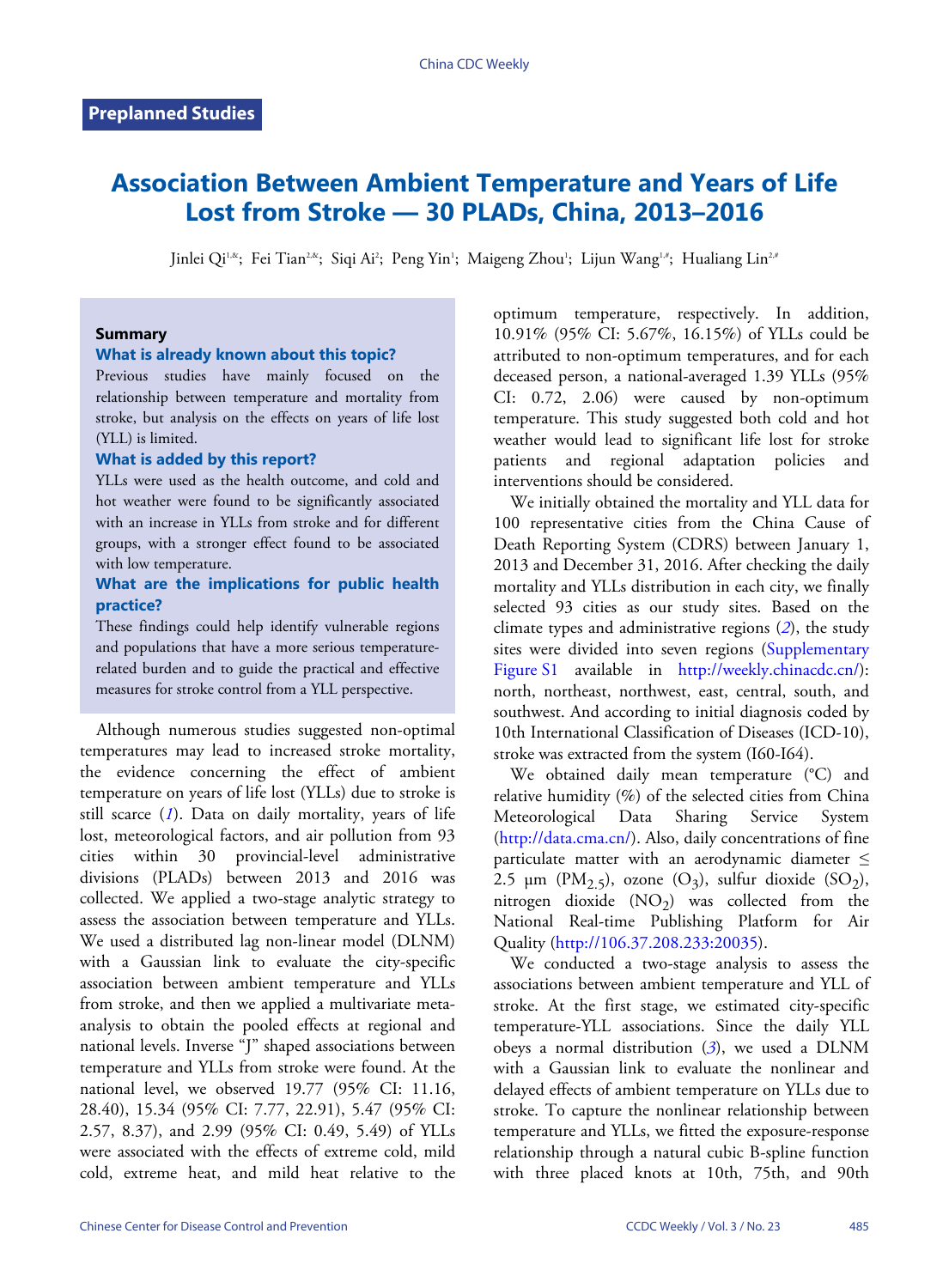Preplanned Studies

# Association Between Ambient Temperature and Years of Life Lost from Stroke — 30 PLADs, China, 2013–2016

Jinlei Qi[1,&]; Fei Tian[2,&]; Siqi Ai[2]; Peng Yin[1]; Maigeng Zhou[1]; Lijun Wang[1,#]; Hualiang Lin[2,#]

## Summary

### What is already known about this topic?

Previous studies have mainly focused on the relationship between temperature and mortality from stroke, but analysis on the effects on years of life lost (YLL) is limited.

### What is added by this report?

YLLs were used as the health outcome, and cold and hot weather were found to be significantly associated with an increase in YLLs from stroke and for different groups, with a stronger effect found to be associated with low temperature.

### What are the implications for public health practice?

These findings could help identify vulnerable regions and populations that have a more serious temperature-related burden and to guide the practical and effective measures for stroke control from a YLL perspective.

Although numerous studies suggested non-optimal temperatures may lead to increased stroke mortality, the evidence concerning the effect of ambient temperature on years of life lost (YLLs) due to stroke is still scarce (*1*). Data on daily mortality, years of life lost, meteorological factors, and air pollution from 93 cities within 30 provincial-level administrative divisions (PLADs) between 2013 and 2016 was collected. We applied a two-stage analytic strategy to assess the association between temperature and YLLs. We used a distributed lag non-linear model (DLNM) with a Gaussian link to evaluate the city-specific association between ambient temperature and YLLs from stroke, and then we applied a multivariate meta-analysis to obtain the pooled effects at regional and national levels. Inverse "J" shaped associations between temperature and YLLs from stroke were found. At the national level, we observed 19.77 (95% CI: 11.16, 28.40), 15.34 (95% CI: 7.77, 22.91), 5.47 (95% CI: 2.57, 8.37), and 2.99 (95% CI: 0.49, 5.49) of YLLs were associated with the effects of extreme cold, mild cold, extreme heat, and mild heat relative to the optimum temperature, respectively. In addition, 10.91% (95% CI: 5.67%, 16.15%) of YLLs could be attributed to non-optimum temperatures, and for each deceased person, a national-averaged 1.39 YLLs (95% CI: 0.72, 2.06) were caused by non-optimum temperature. This study suggested both cold and hot weather would lead to significant life lost for stroke patients and regional adaptation policies and interventions should be considered.

We initially obtained the mortality and YLL data for 100 representative cities from the China Cause of Death Reporting System (CDRS) between January 1, 2013 and December 31, 2016. After checking the daily mortality and YLLs distribution in each city, we finally selected 93 cities as our study sites. Based on the climate types and administrative regions (*2*), the study sites were divided into seven regions (Supplementary Figure S1 available in http://weekly.chinacdc.cn/): north, northeast, northwest, east, central, south, and southwest. And according to initial diagnosis coded by 10th International Classification of Diseases (ICD-10), stroke was extracted from the system (I60-I64).

We obtained daily mean temperature (°C) and relative humidity (%) of the selected cities from China Meteorological Data Sharing Service System (http://data.cma.cn/). Also, daily concentrations of fine particulate matter with an aerodynamic diameter ≤ 2.5 μm ($PM_{2.5}$), ozone ($O_3$), sulfur dioxide ($SO_2$), nitrogen dioxide ($NO_2$) was collected from the National Real-time Publishing Platform for Air Quality (http://106.37.208.233:20035).

We conducted a two-stage analysis to assess the associations between ambient temperature and YLL of stroke. At the first stage, we estimated city-specific temperature-YLL associations. Since the daily YLL obeys a normal distribution (*3*), we used a DLNM with a Gaussian link to evaluate the nonlinear and delayed effects of ambient temperature on YLLs due to stroke. To capture the nonlinear relationship between temperature and YLLs, we fitted the exposure-response relationship through a natural cubic B-spline function with three placed knots at 10th, 75th, and 90th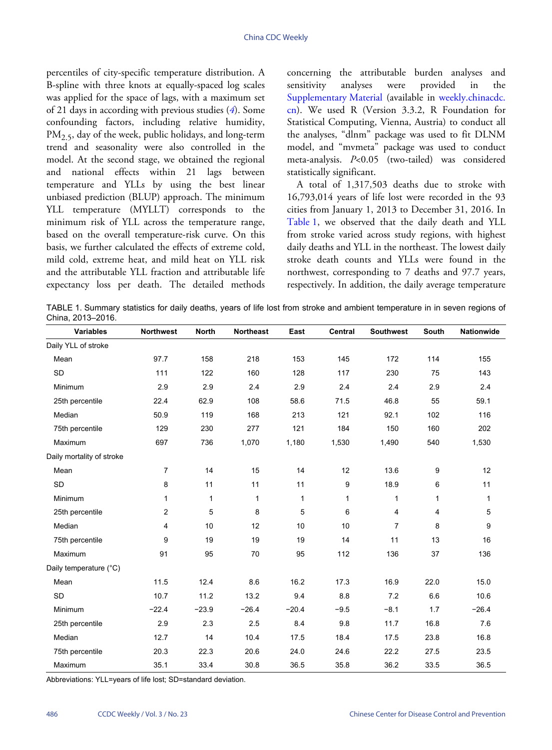percentiles of city-specific temperature distribution. A B-spline with three knots at equally-spaced log scales was applied for the space of lags, with a maximum set of 21 days in according with previous studies (*4*). Some confounding factors, including relative humidity, $PM_{2.5}$, day of the week, public holidays, and long-term trend and seasonality were also controlled in the model. At the second stage, we obtained the regional and national effects within 21 lags between temperature and YLLs by using the best linear unbiased prediction (BLUP) approach. The minimum YLL temperature (MYLLT) corresponds to the minimum risk of YLL across the temperature range, based on the overall temperature-risk curve. On this basis, we further calculated the effects of extreme cold, mild cold, extreme heat, and mild heat on YLL risk and the attributable YLL fraction and attributable life expectancy loss per death. The detailed methods concerning the attributable burden analyses and sensitivity analyses were provided in the Supplementary Material (available in weekly.chinacdc.cn). We used R (Version 3.3.2, R Foundation for Statistical Computing, Vienna, Austria) to conduct all the analyses, "dlnm" package was used to fit DLNM model, and "mvmeta" package was used to conduct meta-analysis. $P<0.05$ (two-tailed) was considered statistically significant.

A total of 1,317,503 deaths due to stroke with 16,793,014 years of life lost were recorded in the 93 cities from January 1, 2013 to December 31, 2016. In Table 1, we observed that the daily death and YLL from stroke varied across study regions, with highest daily deaths and YLL in the northeast. The lowest daily stroke death counts and YLLs were found in the northwest, corresponding to 7 deaths and 97.7 years, respectively. In addition, the daily average temperature

TABLE 1. Summary statistics for daily deaths, years of life lost from stroke and ambient temperature in in seven regions of China, 2013–2016.

| Variables | Northwest | North | Northeast | East | Central | Southwest | South | Nationwide |
|---|---|---|---|---|---|---|---|---|
| Daily YLL of stroke | | | | | | | | |
| Mean | 97.7 | 158 | 218 | 153 | 145 | 172 | 114 | 155 |
| SD | 111 | 122 | 160 | 128 | 117 | 230 | 75 | 143 |
| Minimum | 2.9 | 2.9 | 2.4 | 2.9 | 2.4 | 2.4 | 2.9 | 2.4 |
| 25th percentile | 22.4 | 62.9 | 108 | 58.6 | 71.5 | 46.8 | 55 | 59.1 |
| Median | 50.9 | 119 | 168 | 213 | 121 | 92.1 | 102 | 116 |
| 75th percentile | 129 | 230 | 277 | 121 | 184 | 150 | 160 | 202 |
| Maximum | 697 | 736 | 1,070 | 1,180 | 1,530 | 1,490 | 540 | 1,530 |
| Daily mortality of stroke | | | | | | | | |
| Mean | 7 | 14 | 15 | 14 | 12 | 13.6 | 9 | 12 |
| SD | 8 | 11 | 11 | 11 | 9 | 18.9 | 6 | 11 |
| Minimum | 1 | 1 | 1 | 1 | 1 | 1 | 1 | 1 |
| 25th percentile | 2 | 5 | 8 | 5 | 6 | 4 | 4 | 5 |
| Median | 4 | 10 | 12 | 10 | 10 | 7 | 8 | 9 |
| 75th percentile | 9 | 19 | 19 | 19 | 14 | 11 | 13 | 16 |
| Maximum | 91 | 95 | 70 | 95 | 112 | 136 | 37 | 136 |
| Daily temperature (°C) | | | | | | | | |
| Mean | 11.5 | 12.4 | 8.6 | 16.2 | 17.3 | 16.9 | 22.0 | 15.0 |
| SD | 10.7 | 11.2 | 13.2 | 9.4 | 8.8 | 7.2 | 6.6 | 10.6 |
| Minimum | −22.4 | −23.9 | −26.4 | −20.4 | −9.5 | −8.1 | 1.7 | −26.4 |
| 25th percentile | 2.9 | 2.3 | 2.5 | 8.4 | 9.8 | 11.7 | 16.8 | 7.6 |
| Median | 12.7 | 14 | 10.4 | 17.5 | 18.4 | 17.5 | 23.8 | 16.8 |
| 75th percentile | 20.3 | 22.3 | 20.6 | 24.0 | 24.6 | 22.2 | 27.5 | 23.5 |
| Maximum | 35.1 | 33.4 | 30.8 | 36.5 | 35.8 | 36.2 | 33.5 | 36.5 |

Abbreviations: YLL=years of life lost; SD=standard deviation.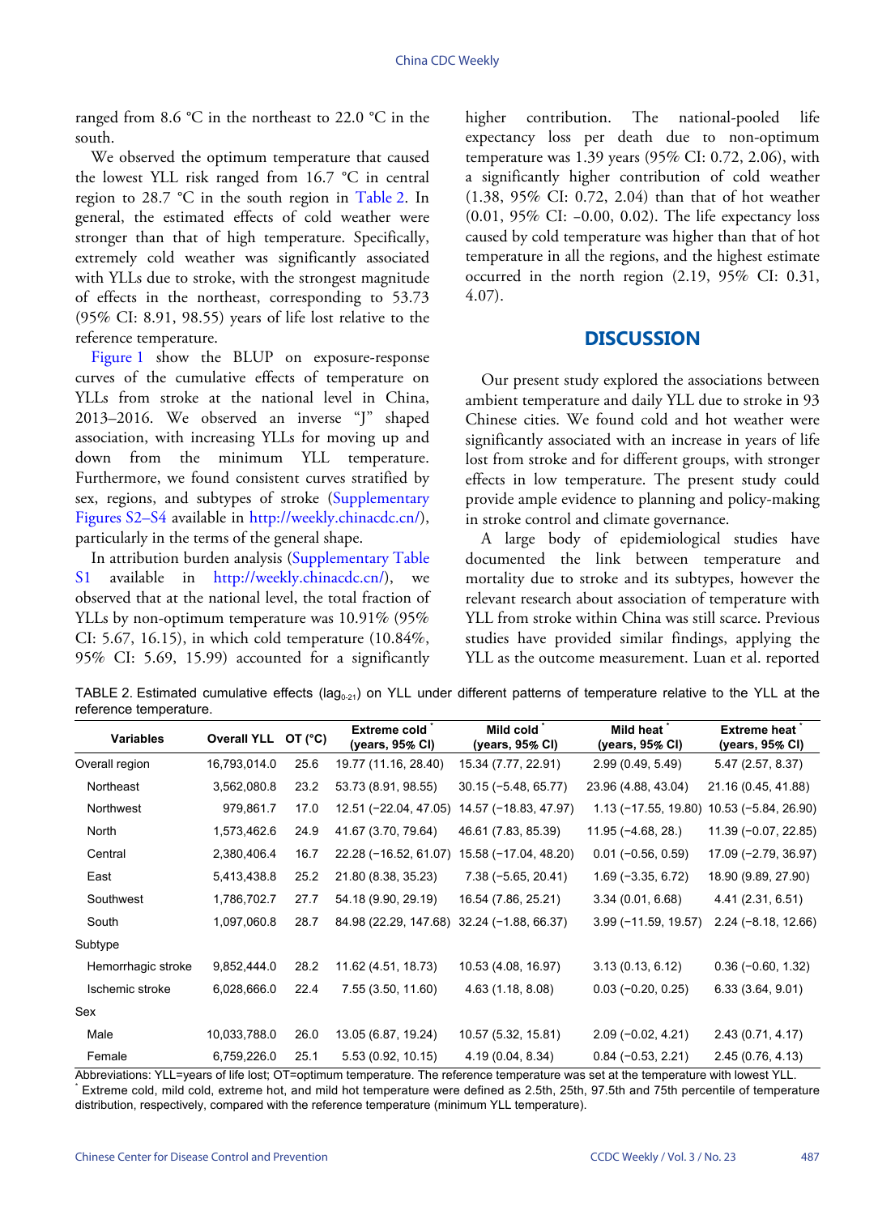ranged from 8.6 °C in the northeast to 22.0 °C in the south.

We observed the optimum temperature that caused the lowest YLL risk ranged from 16.7 °C in central region to 28.7 °C in the south region in Table 2. In general, the estimated effects of cold weather were stronger than that of high temperature. Specifically, extremely cold weather was significantly associated with YLLs due to stroke, with the strongest magnitude of effects in the northeast, corresponding to 53.73 (95% CI: 8.91, 98.55) years of life lost relative to the reference temperature.

Figure 1 show the BLUP on exposure-response curves of the cumulative effects of temperature on YLLs from stroke at the national level in China, 2013–2016. We observed an inverse "J" shaped association, with increasing YLLs for moving up and down from the minimum YLL temperature. Furthermore, we found consistent curves stratified by sex, regions, and subtypes of stroke (Supplementary Figures S2–S4 available in http://weekly.chinacdc.cn/), particularly in the terms of the general shape.

In attribution burden analysis (Supplementary Table S1 available in http://weekly.chinacdc.cn/), we observed that at the national level, the total fraction of YLLs by non-optimum temperature was 10.91% (95% CI: 5.67, 16.15), in which cold temperature (10.84%, 95% CI: 5.69, 15.99) accounted for a significantly higher contribution. The national-pooled life expectancy loss per death due to non-optimum temperature was 1.39 years (95% CI: 0.72, 2.06), with a significantly higher contribution of cold weather (1.38, 95% CI: 0.72, 2.04) than that of hot weather (0.01, 95% CI: −0.00, 0.02). The life expectancy loss caused by cold temperature was higher than that of hot temperature in all the regions, and the highest estimate occurred in the north region (2.19, 95% CI: 0.31, 4.07).

## DISCUSSION

Our present study explored the associations between ambient temperature and daily YLL due to stroke in 93 Chinese cities. We found cold and hot weather were significantly associated with an increase in years of life lost from stroke and for different groups, with stronger effects in low temperature. The present study could provide ample evidence to planning and policy-making in stroke control and climate governance.

A large body of epidemiological studies have documented the link between temperature and mortality due to stroke and its subtypes, however the relevant research about association of temperature with YLL from stroke within China was still scarce. Previous studies have provided similar findings, applying the YLL as the outcome measurement. Luan et al. reported

TABLE 2. Estimated cumulative effects ($lag_{0\text{-}21}$) on YLL under different patterns of temperature relative to the YLL at the reference temperature.

| Variables | Overall YLL | OT (°C) | Extreme cold* (years, 95% CI) | Mild cold* (years, 95% CI) | Mild heat* (years, 95% CI) | Extreme heat* (years, 95% CI) |
|---|---|---|---|---|---|---|
| Overall region | 16,793,014.0 | 25.6 | 19.77 (11.16, 28.40) | 15.34 (7.77, 22.91) | 2.99 (0.49, 5.49) | 5.47 (2.57, 8.37) |
| Northeast | 3,562,080.8 | 23.2 | 53.73 (8.91, 98.55) | 30.15 (−5.48, 65.77) | 23.96 (4.88, 43.04) | 21.16 (0.45, 41.88) |
| Northwest | 979,861.7 | 17.0 | 12.51 (−22.04, 47.05) | 14.57 (−18.83, 47.97) | 1.13 (−17.55, 19.80) | 10.53 (−5.84, 26.90) |
| North | 1,573,462.6 | 24.9 | 41.67 (3.70, 79.64) | 46.61 (7.83, 85.39) | 11.95 (−4.68, 28.) | 11.39 (−0.07, 22.85) |
| Central | 2,380,406.4 | 16.7 | 22.28 (−16.52, 61.07) | 15.58 (−17.04, 48.20) | 0.01 (−0.56, 0.59) | 17.09 (−2.79, 36.97) |
| East | 5,413,438.8 | 25.2 | 21.80 (8.38, 35.23) | 7.38 (−5.65, 20.41) | 1.69 (−3.35, 6.72) | 18.90 (9.89, 27.90) |
| Southwest | 1,786,702.7 | 27.7 | 54.18 (9.90, 29.19) | 16.54 (7.86, 25.21) | 3.34 (0.01, 6.68) | 4.41 (2.31, 6.51) |
| South | 1,097,060.8 | 28.7 | 84.98 (22.29, 147.68) | 32.24 (−1.88, 66.37) | 3.99 (−11.59, 19.57) | 2.24 (−8.18, 12.66) |
| Subtype | | | | | | |
| Hemorrhagic stroke | 9,852,444.0 | 28.2 | 11.62 (4.51, 18.73) | 10.53 (4.08, 16.97) | 3.13 (0.13, 6.12) | 0.36 (−0.60, 1.32) |
| Ischemic stroke | 6,028,666.0 | 22.4 | 7.55 (3.50, 11.60) | 4.63 (1.18, 8.08) | 0.03 (−0.20, 0.25) | 6.33 (3.64, 9.01) |
| Sex | | | | | | |
| Male | 10,033,788.0 | 26.0 | 13.05 (6.87, 19.24) | 10.57 (5.32, 15.81) | 2.09 (−0.02, 4.21) | 2.43 (0.71, 4.17) |
| Female | 6,759,226.0 | 25.1 | 5.53 (0.92, 10.15) | 4.19 (0.04, 8.34) | 0.84 (−0.53, 2.21) | 2.45 (0.76, 4.13) |

Abbreviations: YLL=years of life lost; OT=optimum temperature. The reference temperature was set at the temperature with lowest YLL.

* Extreme cold, mild cold, extreme hot, and mild hot temperature were defined as 2.5th, 25th, 97.5th and 75th percentile of temperature distribution, respectively, compared with the reference temperature (minimum YLL temperature).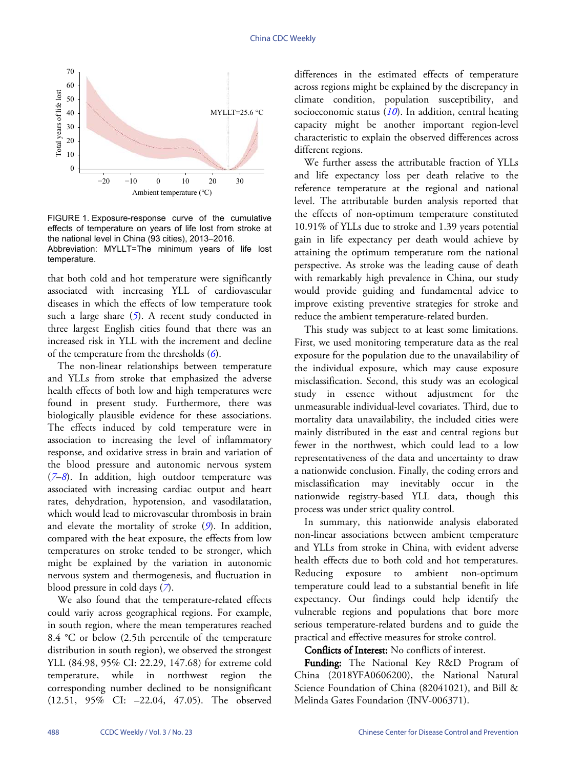FIGURE 1. Exposure-response curve of the cumulative effects of temperature on years of life lost from stroke at the national level in China (93 cities), 2013–2016.
Abbreviation: MYLLT=The minimum years of life lost temperature.

that both cold and hot temperature were significantly associated with increasing YLL of cardiovascular diseases in which the effects of low temperature took such a large share (*5*). A recent study conducted in three largest English cities found that there was an increased risk in YLL with the increment and decline of the temperature from the thresholds (*6*).

The non-linear relationships between temperature and YLLs from stroke that emphasized the adverse health effects of both low and high temperatures were found in present study. Furthermore, there was biologically plausible evidence for these associations. The effects induced by cold temperature were in association to increasing the level of inflammatory response, and oxidative stress in brain and variation of the blood pressure and autonomic nervous system (*7*–*8*). In addition, high outdoor temperature was associated with increasing cardiac output and heart rates, dehydration, hypotension, and vasodilatation, which would lead to microvascular thrombosis in brain and elevate the mortality of stroke (*9*). In addition, compared with the heat exposure, the effects from low temperatures on stroke tended to be stronger, which might be explained by the variation in autonomic nervous system and thermogenesis, and fluctuation in blood pressure in cold days (*7*).

We also found that the temperature-related effects could variy across geographical regions. For example, in south region, where the mean temperatures reached 8.4 °C or below (2.5th percentile of the temperature distribution in south region), we observed the strongest YLL (84.98, 95% CI: 22.29, 147.68) for extreme cold temperature, while in northwest region the corresponding number declined to be nonsignificant (12.51, 95% CI: –22.04, 47.05). The observed differences in the estimated effects of temperature across regions might be explained by the discrepancy in climate condition, population susceptibility, and socioeconomic status (*10*). In addition, central heating capacity might be another important region-level characteristic to explain the observed differences across different regions.

We further assess the attributable fraction of YLLs and life expectancy loss per death relative to the reference temperature at the regional and national level. The attributable burden analysis reported that the effects of non-optimum temperature constituted 10.91% of YLLs due to stroke and 1.39 years potential gain in life expectancy per death would achieve by attaining the optimum temperature rom the national perspective. As stroke was the leading cause of death with remarkably high prevalence in China, our study would provide guiding and fundamental advice to improve existing preventive strategies for stroke and reduce the ambient temperature-related burden.

This study was subject to at least some limitations. First, we used monitoring temperature data as the real exposure for the population due to the unavailability of the individual exposure, which may cause exposure misclassification. Second, this study was an ecological study in essence without adjustment for the unmeasurable individual-level covariates. Third, due to mortality data unavailability, the included cities were mainly distributed in the east and central regions but fewer in the northwest, which could lead to a low representativeness of the data and uncertainty to draw a nationwide conclusion. Finally, the coding errors and misclassification may inevitably occur in the nationwide registry-based YLL data, though this process was under strict quality control.

In summary, this nationwide analysis elaborated non-linear associations between ambient temperature and YLLs from stroke in China, with evident adverse health effects due to both cold and hot temperatures. Reducing exposure to ambient non-optimum temperature could lead to a substantial benefit in life expectancy. Our findings could help identify the vulnerable regions and populations that bore more serious temperature-related burdens and to guide the practical and effective measures for stroke control.

**Conflicts of Interest:** No conflicts of interest.

**Funding:** The National Key R&D Program of China (2018YFA0606200), the National Natural Science Foundation of China (82041021), and Bill & Melinda Gates Foundation (INV-006371).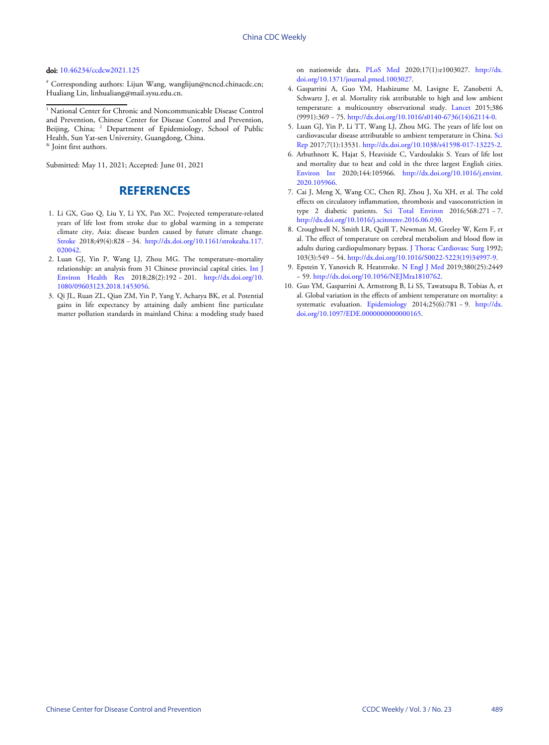**doi:** 10.46234/ccdcw2021.125

[#] Corresponding authors: Lijun Wang, wanglijun@ncncd.chinacdc.cn; Hualiang Lin, linhualiang@mail.sysu.edu.cn.

[1] National Center for Chronic and Noncommunicable Disease Control and Prevention, Chinese Center for Disease Control and Prevention, Beijing, China; [2] Department of Epidemiology, School of Public Health, Sun Yat-sen University, Guangdong, China.
[&] Joint first authors.

Submitted: May 11, 2021; Accepted: June 01, 2021

## REFERENCES

1. Li GX, Guo Q, Liu Y, Li YX, Pan XC. Projected temperature-related years of life lost from stroke due to global warming in a temperate climate city, Asia: disease burden caused by future climate change. Stroke 2018;49(4):828 – 34. http://dx.doi.org/10.1161/strokeaha.117.020042.
2. Luan GJ, Yin P, Wang LJ, Zhou MG. The temperature–mortality relationship: an analysis from 31 Chinese provincial capital cities. Int J Environ Health Res 2018;28(2):192 – 201. http://dx.doi.org/10.1080/09603123.2018.1453056.
3. Qi JL, Ruan ZL, Qian ZM, Yin P, Yang Y, Acharya BK, et al. Potential gains in life expectancy by attaining daily ambient fine particulate matter pollution standards in mainland China: a modeling study based on nationwide data. PLoS Med 2020;17(1):e1003027. http://dx.doi.org/10.1371/journal.pmed.1003027.
4. Gasparrini A, Guo YM, Hashizume M, Lavigne E, Zanobetti A, Schwartz J, et al. Mortality risk attributable to high and low ambient temperature: a multicountry observational study. Lancet 2015;386(9991):369 – 75. http://dx.doi.org/10.1016/s0140-6736(14)62114-0.
5. Luan GJ, Yin P, Li TT, Wang LJ, Zhou MG. The years of life lost on cardiovascular disease attributable to ambient temperature in China. Sci Rep 2017;7(1):13531. http://dx.doi.org/10.1038/s41598-017-13225-2.
6. Arbuthnott K, Hajat S, Heaviside C, Vardoulakis S. Years of life lost and mortality due to heat and cold in the three largest English cities. Environ Int 2020;144:105966. http://dx.doi.org/10.1016/j.envint.2020.105966.
7. Cai J, Meng X, Wang CC, Chen RJ, Zhou J, Xu XH, et al. The cold effects on circulatory inflammation, thrombosis and vasoconstriction in type 2 diabetic patients. Sci Total Environ 2016;568:271 – 7. http://dx.doi.org/10.1016/j.scitotenv.2016.06.030.
8. Croughwell N, Smith LR, Quill T, Newman M, Greeley W, Kern F, et al. The effect of temperature on cerebral metabolism and blood flow in adults during cardiopulmonary bypass. J Thorac Cardiovasc Surg 1992;103(3):549 – 54. http://dx.doi.org/10.1016/S0022-5223(19)34997-9.
9. Epstein Y, Yanovich R. Heatstroke. N Engl J Med 2019;380(25):2449 – 59. http://dx.doi.org/10.1056/NEJMra1810762.
10. Guo YM, Gasparrini A, Armstrong B, Li SS, Tawatsupa B, Tobias A, et al. Global variation in the effects of ambient temperature on mortality: a systematic evaluation. Epidemiology 2014;25(6):781 – 9. http://dx.doi.org/10.1097/EDE.0000000000000165.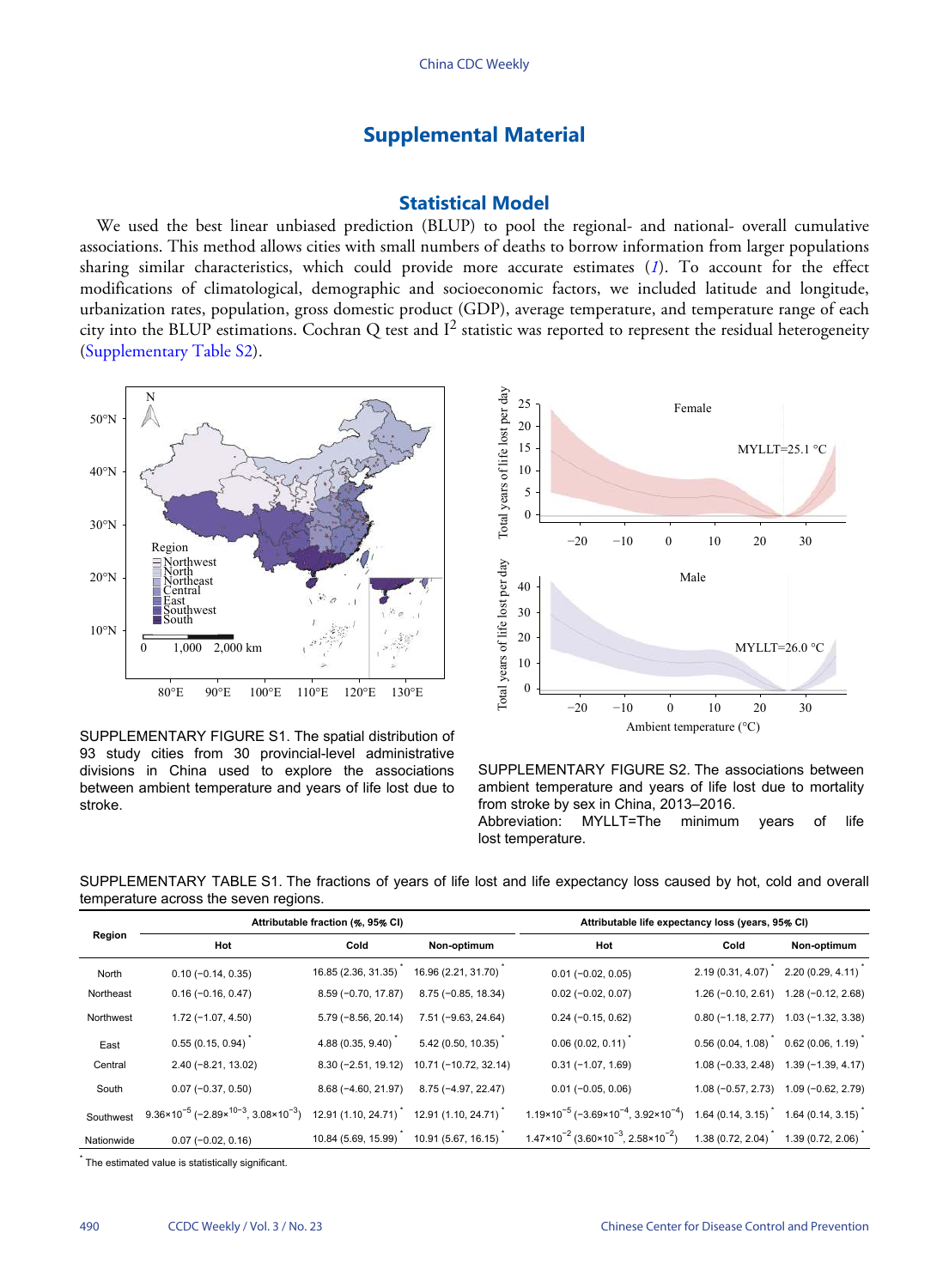# Supplemental Material

## Statistical Model

We used the best linear unbiased prediction (BLUP) to pool the regional- and national- overall cumulative associations. This method allows cities with small numbers of deaths to borrow information from larger populations sharing similar characteristics, which could provide more accurate estimates (*1*). To account for the effect modifications of climatological, demographic and socioeconomic factors, we included latitude and longitude, urbanization rates, population, gross domestic product (GDP), average temperature, and temperature range of each city into the BLUP estimations. Cochran Q test and $I^2$ statistic was reported to represent the residual heterogeneity (Supplementary Table S2).

SUPPLEMENTARY FIGURE S1. The spatial distribution of 93 study cities from 30 provincial-level administrative divisions in China used to explore the associations between ambient temperature and years of life lost due to stroke.

SUPPLEMENTARY FIGURE S2. The associations between ambient temperature and years of life lost due to mortality from stroke by sex in China, 2013–2016.
Abbreviation: MYLLT=The minimum years of life lost temperature.

SUPPLEMENTARY TABLE S1. The fractions of years of life lost and life expectancy loss caused by hot, cold and overall temperature across the seven regions.

| Region | Attributable fraction (%, 95% CI) | | | Attributable life expectancy loss (years, 95% CI) | | |
|---|---|---|---|---|---|---|
| | Hot | Cold | Non-optimum | Hot | Cold | Non-optimum |
| North | 0.10 (−0.14, 0.35) | 16.85 (2.36, 31.35)* | 16.96 (2.21, 31.70)* | 0.01 (−0.02, 0.05) | 2.19 (0.31, 4.07)* | 2.20 (0.29, 4.11)* |
| Northeast | 0.16 (−0.16, 0.47) | 8.59 (−0.70, 17.87) | 8.75 (−0.85, 18.34) | 0.02 (−0.02, 0.07) | 1.26 (−0.10, 2.61) | 1.28 (−0.12, 2.68) |
| Northwest | 1.72 (−1.07, 4.50) | 5.79 (−8.56, 20.14) | 7.51 (−9.63, 24.64) | 0.24 (−0.15, 0.62) | 0.80 (−1.18, 2.77) | 1.03 (−1.32, 3.38) |
| East | 0.55 (0.15, 0.94)* | 4.88 (0.35, 9.40)* | 5.42 (0.50, 10.35)* | 0.06 (0.02, 0.11)* | 0.56 (0.04, 1.08)* | 0.62 (0.06, 1.19)* |
| Central | 2.40 (−8.21, 13.02) | 8.30 (−2.51, 19.12) | 10.71 (−10.72, 32.14) | 0.31 (−1.07, 1.69) | 1.08 (−0.33, 2.48) | 1.39 (−1.39, 4.17) |
| South | 0.07 (−0.37, 0.50) | 8.68 (−4.60, 21.97) | 8.75 (−4.97, 22.47) | 0.01 (−0.05, 0.06) | 1.08 (−0.57, 2.73) | 1.09 (−0.62, 2.79) |
| Southwest | $9.36\times10^{-5}$ ($-2.89\times^{10-3}$, $3.08\times10^{-3}$) | 12.91 (1.10, 24.71)* | 12.91 (1.10, 24.71)* | $1.19\times10^{-5}$ ($-3.69\times10^{-4}$, $3.92\times10^{-4}$) | 1.64 (0.14, 3.15)* | 1.64 (0.14, 3.15)* |
| Nationwide | 0.07 (−0.02, 0.16) | 10.84 (5.69, 15.99)* | 10.91 (5.67, 16.15)* | $1.47\times10^{-2}$ ($3.60\times10^{-3}$, $2.58\times10^{-2}$) | 1.38 (0.72, 2.04)* | 1.39 (0.72, 2.06)* |

\* The estimated value is statistically significant.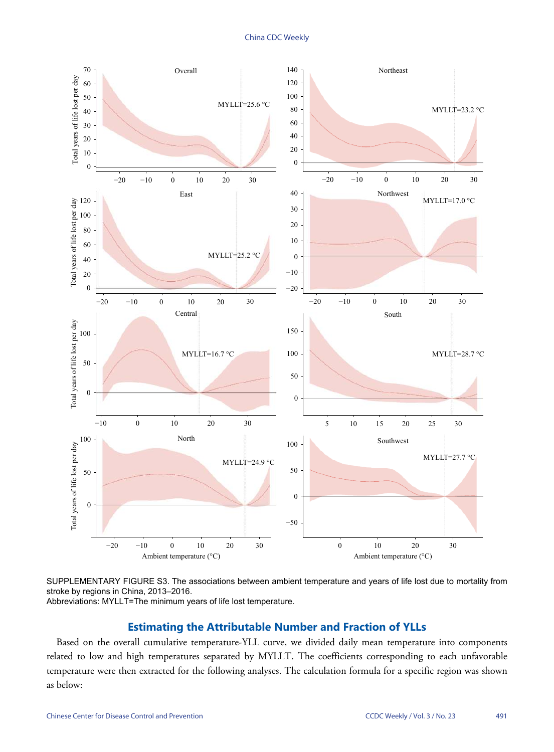SUPPLEMENTARY FIGURE S3. The associations between ambient temperature and years of life lost due to mortality from stroke by regions in China, 2013–2016.
Abbreviations: MYLLT=The minimum years of life lost temperature.

## Estimating the Attributable Number and Fraction of YLLs

Based on the overall cumulative temperature-YLL curve, we divided daily mean temperature into components related to low and high temperatures separated by MYLLT. The coefficients corresponding to each unfavorable temperature were then extracted for the following analyses. The calculation formula for a specific region was shown as below: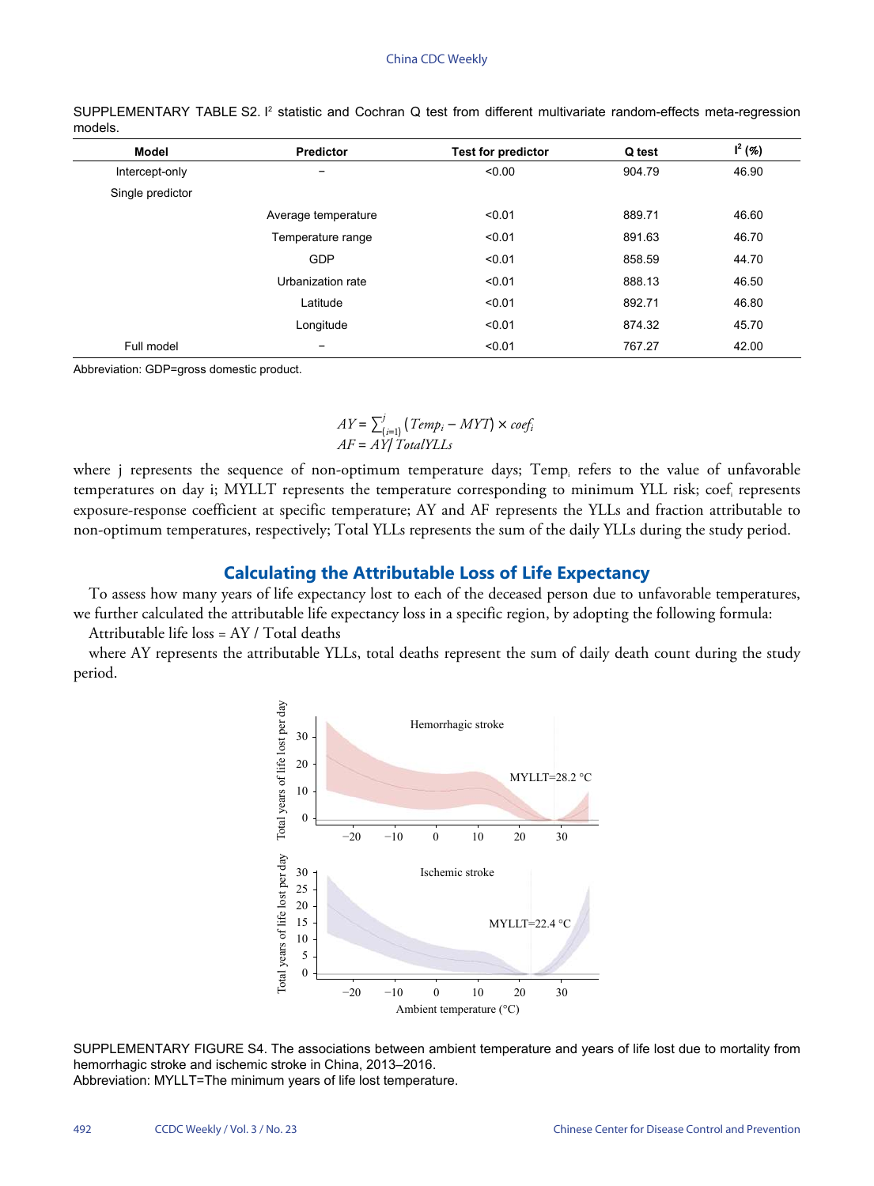SUPPLEMENTARY TABLE S2. $I^2$ statistic and Cochran Q test from different multivariate random-effects meta-regression models.

| Model | Predictor | Test for predictor | Q test | $I^2$ (%) |
|---|---|---|---|---|
| Intercept-only | – | <0.00 | 904.79 | 46.90 |
| Single predictor | | | | |
| | Average temperature | <0.01 | 889.71 | 46.60 |
| | Temperature range | <0.01 | 891.63 | 46.70 |
| | GDP | <0.01 | 858.59 | 44.70 |
| | Urbanization rate | <0.01 | 888.13 | 46.50 |
| | Latitude | <0.01 | 892.71 | 46.80 |
| | Longitude | <0.01 | 874.32 | 45.70 |
| Full model | – | <0.01 | 767.27 | 42.00 |

Abbreviation: GDP=gross domestic product.

$$AY = \sum_{(i=1)}^{j} (Temp_i - MYT) \times coef_i$$
$$AF = AY / TotalYLLs$$

where j represents the sequence of non-optimum temperature days; $Temp_i$ refers to the value of unfavorable temperatures on day i; MYLLT represents the temperature corresponding to minimum YLL risk; $coef_i$ represents exposure-response coefficient at specific temperature; AY and AF represents the YLLs and fraction attributable to non-optimum temperatures, respectively; Total YLLs represents the sum of the daily YLLs during the study period.

## Calculating the Attributable Loss of Life Expectancy

To assess how many years of life expectancy lost to each of the deceased person due to unfavorable temperatures, we further calculated the attributable life expectancy loss in a specific region, by adopting the following formula:

Attributable life loss = AY / Total deaths

where AY represents the attributable YLLs, total deaths represent the sum of daily death count during the study period.

SUPPLEMENTARY FIGURE S4. The associations between ambient temperature and years of life lost due to mortality from hemorrhagic stroke and ischemic stroke in China, 2013–2016.

Abbreviation: MYLLT=The minimum years of life lost temperature.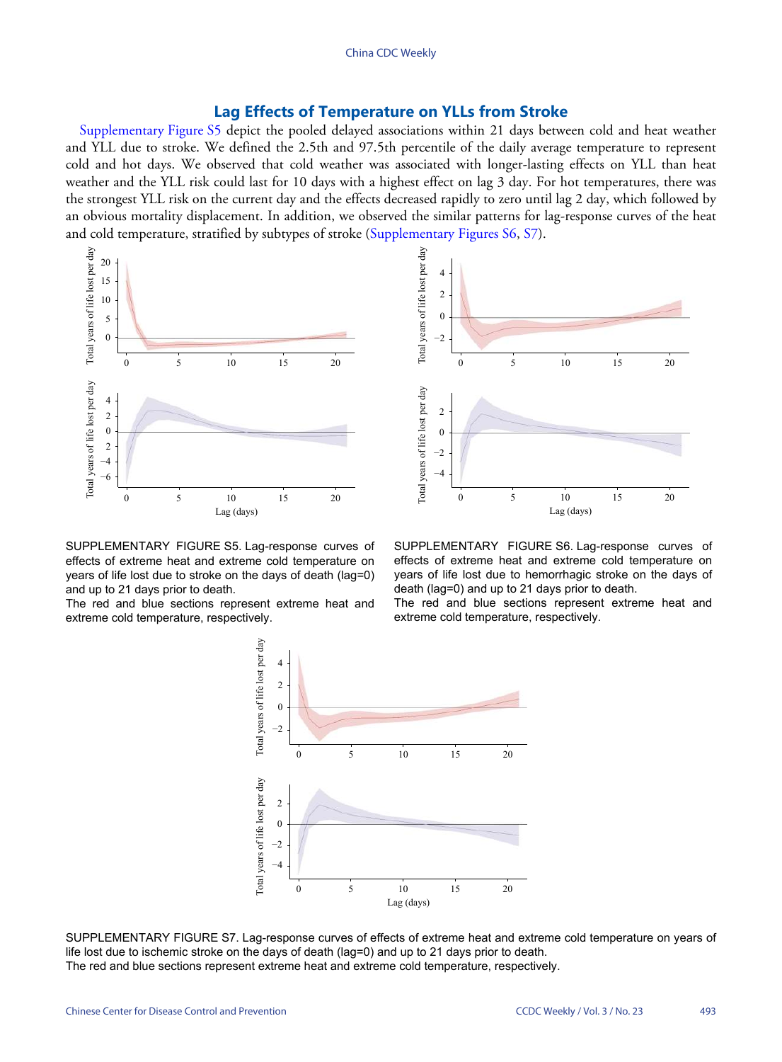## Lag Effects of Temperature on YLLs from Stroke

Supplementary Figure S5 depict the pooled delayed associations within 21 days between cold and heat weather and YLL due to stroke. We defined the 2.5th and 97.5th percentile of the daily average temperature to represent cold and hot days. We observed that cold weather was associated with longer-lasting effects on YLL than heat weather and the YLL risk could last for 10 days with a highest effect on lag 3 day. For hot temperatures, there was the strongest YLL risk on the current day and the effects decreased rapidly to zero until lag 2 day, which followed by an obvious mortality displacement. In addition, we observed the similar patterns for lag-response curves of the heat and cold temperature, stratified by subtypes of stroke (Supplementary Figures S6, S7).

SUPPLEMENTARY FIGURE S5. Lag-response curves of effects of extreme heat and extreme cold temperature on years of life lost due to stroke on the days of death (lag=0) and up to 21 days prior to death.
The red and blue sections represent extreme heat and extreme cold temperature, respectively.

SUPPLEMENTARY FIGURE S6. Lag-response curves of effects of extreme heat and extreme cold temperature on years of life lost due to hemorrhagic stroke on the days of death (lag=0) and up to 21 days prior to death.
The red and blue sections represent extreme heat and extreme cold temperature, respectively.

SUPPLEMENTARY FIGURE S7. Lag-response curves of effects of extreme heat and extreme cold temperature on years of life lost due to ischemic stroke on the days of death (lag=0) and up to 21 days prior to death.
The red and blue sections represent extreme heat and extreme cold temperature, respectively.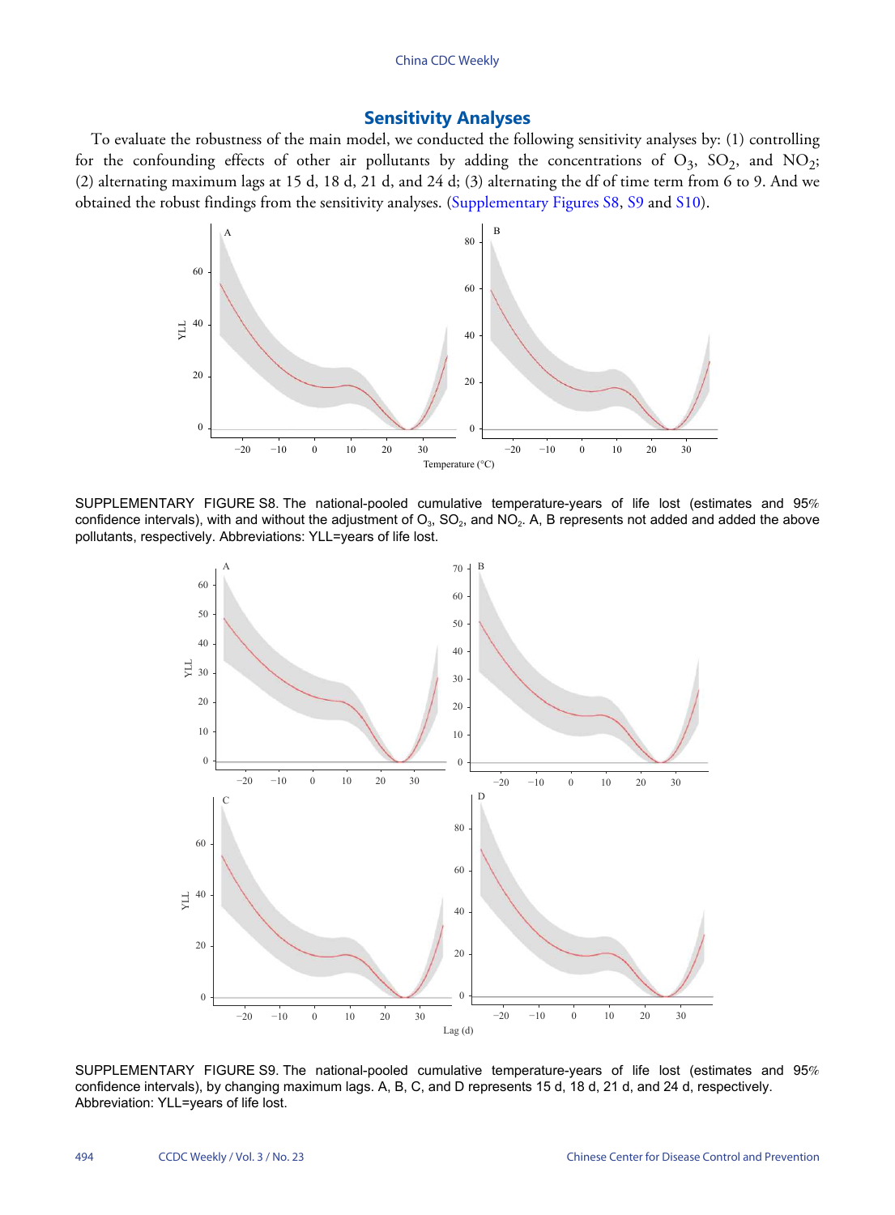## Sensitivity Analyses

To evaluate the robustness of the main model, we conducted the following sensitivity analyses by: (1) controlling for the confounding effects of other air pollutants by adding the concentrations of $O_3$, $SO_2$, and $NO_2$; (2) alternating maximum lags at 15 d, 18 d, 21 d, and 24 d; (3) alternating the df of time term from 6 to 9. And we obtained the robust findings from the sensitivity analyses. (Supplementary Figures S8, S9 and S10).

SUPPLEMENTARY FIGURE S8. The national-pooled cumulative temperature-years of life lost (estimates and 95% confidence intervals), with and without the adjustment of $O_3$, $SO_2$, and $NO_2$. A, B represents not added and added the above pollutants, respectively. Abbreviations: YLL=years of life lost.

SUPPLEMENTARY FIGURE S9. The national-pooled cumulative temperature-years of life lost (estimates and 95% confidence intervals), by changing maximum lags. A, B, C, and D represents 15 d, 18 d, 21 d, and 24 d, respectively. Abbreviation: YLL=years of life lost.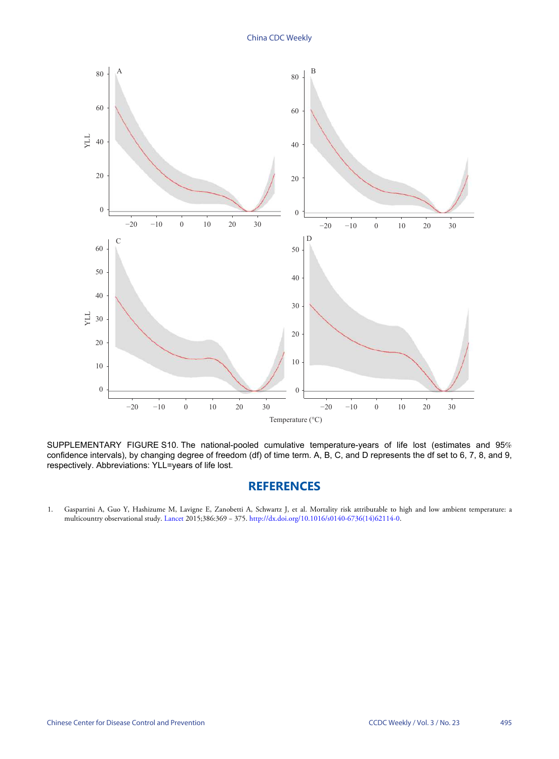A

80

60

40

20

0

YLL

−20 −10 0 10 20 30

B

80

60

40

20

0

−20 −10 0 10 20 30

C

60

50

40

30

20

10

0

YLL

−20 −10 0 10 20 30

D

50

40

30

20

10

0

−20 −10 0 10 20 30

Temperature (°C)

SUPPLEMENTARY FIGURE S10. The national-pooled cumulative temperature-years of life lost (estimates and 95% confidence intervals), by changing degree of freedom (df) of time term. A, B, C, and D represents the df set to 6, 7, 8, and 9, respectively. Abbreviations: YLL=years of life lost.

## REFERENCES

1. Gasparrini A, Guo Y, Hashizume M, Lavigne E, Zanobetti A, Schwartz J, et al. Mortality risk attributable to high and low ambient temperature: a multicountry observational study. Lancet 2015;386:369 – 375. http://dx.doi.org/10.1016/s0140-6736(14)62114-0.